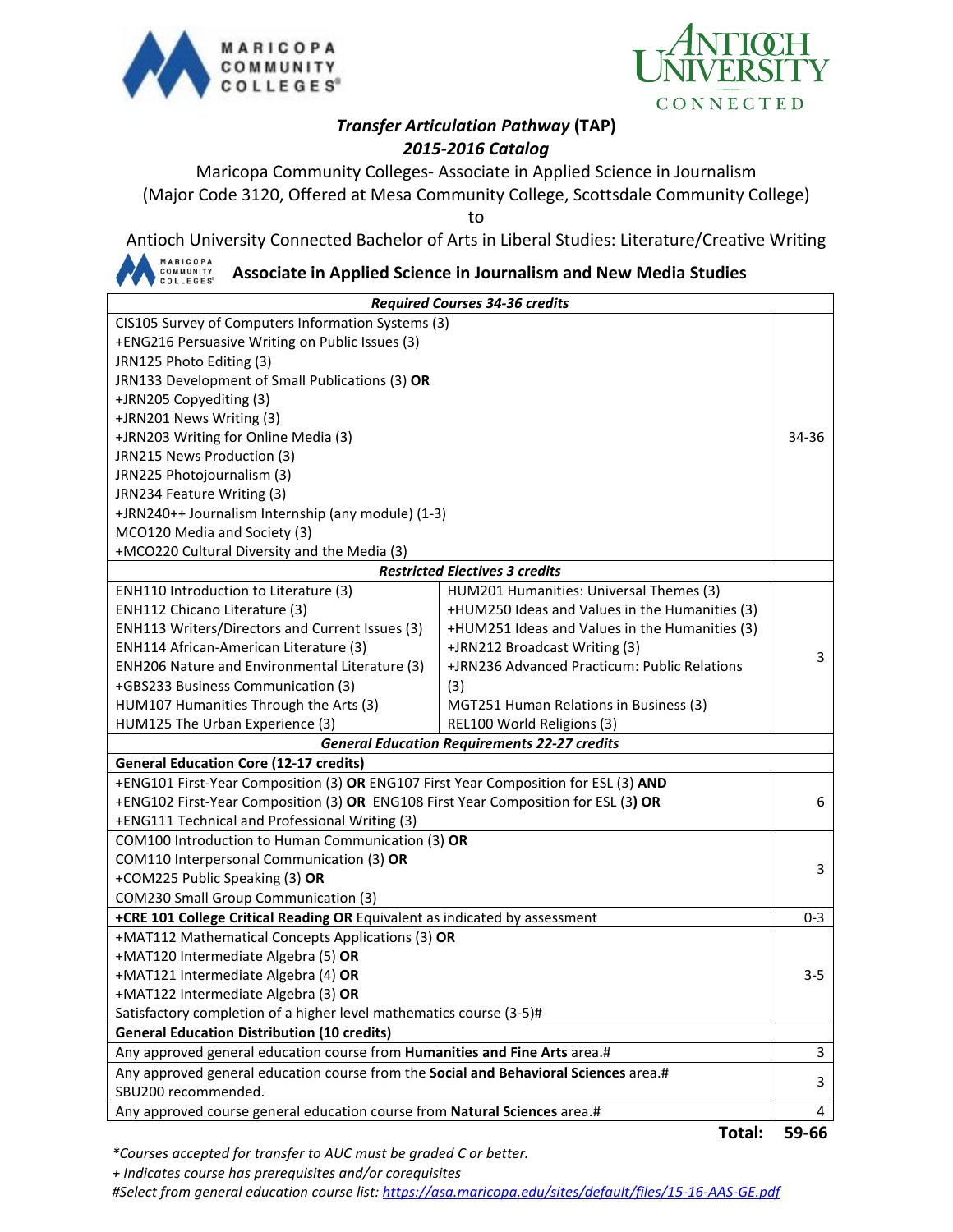## *Transfer Articulation Pathway* (TAP)

## *2015-2016 Catalog*

Maricopa Community Colleges- Associate in Applied Science in Journalism
(Major Code 3120, Offered at Mesa Community College, Scottsdale Community College)

to

Antioch University Connected Bachelor of Arts in Liberal Studies: Literature/Creative Writing

### Associate in Applied Science in Journalism and New Media Studies

| ***Required Courses 34-36 credits*** | | |
|---|---|---|
| CIS105 Survey of Computers Information Systems (3)<br>+ENG216 Persuasive Writing on Public Issues (3)<br>JRN125 Photo Editing (3)<br>JRN133 Development of Small Publications (3) **OR**<br>+JRN205 Copyediting (3)<br>+JRN201 News Writing (3)<br>+JRN203 Writing for Online Media (3)<br>JRN215 News Production (3)<br>JRN225 Photojournalism (3)<br>JRN234 Feature Writing (3)<br>+JRN240++ Journalism Internship (any module) (1-3)<br>MCO120 Media and Society (3)<br>+MCO220 Cultural Diversity and the Media (3) | | 34-36 |
| ***Restricted Electives 3 credits*** | | |
| ENH110 Introduction to Literature (3)<br>ENH112 Chicano Literature (3)<br>ENH113 Writers/Directors and Current Issues (3)<br>ENH114 African-American Literature (3)<br>ENH206 Nature and Environmental Literature (3)<br>+GBS233 Business Communication (3)<br>HUM107 Humanities Through the Arts (3)<br>HUM125 The Urban Experience (3) | HUM201 Humanities: Universal Themes (3)<br>+HUM250 Ideas and Values in the Humanities (3)<br>+HUM251 Ideas and Values in the Humanities (3)<br>+JRN212 Broadcast Writing (3)<br>+JRN236 Advanced Practicum: Public Relations (3)<br>MGT251 Human Relations in Business (3)<br>REL100 World Religions (3) | 3 |
| ***General Education Requirements 22-27 credits*** | | |
| **General Education Core (12-17 credits)** | | |
| +ENG101 First-Year Composition (3) **OR** ENG107 First Year Composition for ESL (3) **AND**<br>+ENG102 First-Year Composition (3) **OR** ENG108 First Year Composition for ESL (3) **OR**<br>+ENG111 Technical and Professional Writing (3) | | 6 |
| COM100 Introduction to Human Communication (3) **OR**<br>COM110 Interpersonal Communication (3) **OR**<br>+COM225 Public Speaking (3) **OR**<br>COM230 Small Group Communication (3) | | 3 |
| **+CRE 101 College Critical Reading OR** Equivalent as indicated by assessment | | 0-3 |
| +MAT112 Mathematical Concepts Applications (3) **OR**<br>+MAT120 Intermediate Algebra (5) **OR**<br>+MAT121 Intermediate Algebra (4) **OR**<br>+MAT122 Intermediate Algebra (3) **OR**<br>Satisfactory completion of a higher level mathematics course (3-5)# | | 3-5 |
| **General Education Distribution (10 credits)** | | |
| Any approved general education course from **Humanities and Fine Arts** area.# | | 3 |
| Any approved general education course from the **Social and Behavioral Sciences** area.#<br>SBU200 recommended. | | 3 |
| Any approved course general education course from **Natural Sciences** area.# | | 4 |
| | **Total:** | **59-66** |

*\*Courses accepted for transfer to AUC must be graded C or better.*

*+ Indicates course has prerequisites and/or corequisites*

*#Select from general education course list: https://asa.maricopa.edu/sites/default/files/15-16-AAS-GE.pdf*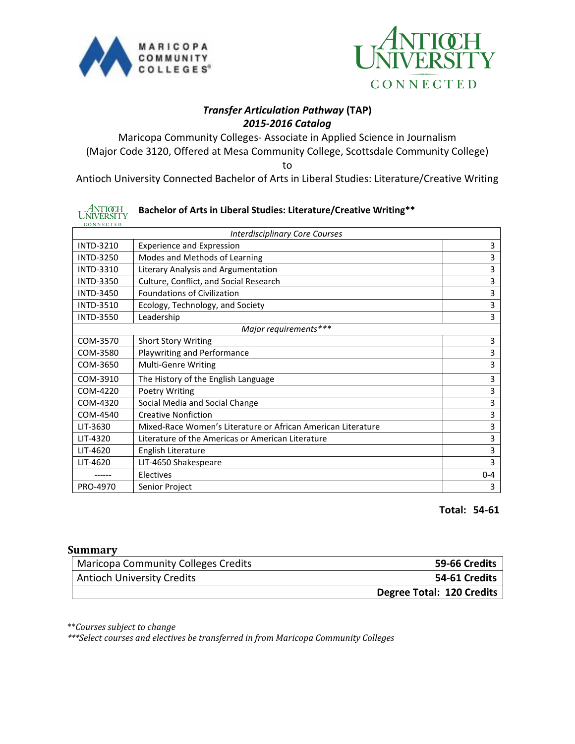## *Transfer Articulation Pathway* (TAP)
## *2015-2016 Catalog*

Maricopa Community Colleges- Associate in Applied Science in Journalism
(Major Code 3120, Offered at Mesa Community College, Scottsdale Community College)
to
Antioch University Connected Bachelor of Arts in Liberal Studies: Literature/Creative Writing

### Bachelor of Arts in Liberal Studies: Literature/Creative Writing**

| | | |
|---|---|---|
| *Interdisciplinary Core Courses* | | |
| INTD-3210 | Experience and Expression | 3 |
| INTD-3250 | Modes and Methods of Learning | 3 |
| INTD-3310 | Literary Analysis and Argumentation | 3 |
| INTD-3350 | Culture, Conflict, and Social Research | 3 |
| INTD-3450 | Foundations of Civilization | 3 |
| INTD-3510 | Ecology, Technology, and Society | 3 |
| INTD-3550 | Leadership | 3 |
| *Major requirements**** | | |
| COM-3570 | Short Story Writing | 3 |
| COM-3580 | Playwriting and Performance | 3 |
| COM-3650 | Multi-Genre Writing | 3 |
| COM-3910 | The History of the English Language | 3 |
| COM-4220 | Poetry Writing | 3 |
| COM-4320 | Social Media and Social Change | 3 |
| COM-4540 | Creative Nonfiction | 3 |
| LIT-3630 | Mixed-Race Women's Literature or African American Literature | 3 |
| LIT-4320 | Literature of the Americas or American Literature | 3 |
| LIT-4620 | English Literature | 3 |
| LIT-4620 | LIT-4650 Shakespeare | 3 |
| ------ | Electives | 0-4 |
| PRO-4970 | Senior Project | 3 |

**Total: 54-61**

## Summary

| | |
|---|---|
| Maricopa Community Colleges Credits | **59-66 Credits** |
| Antioch University Credits | **54-61 Credits** |
| | **Degree Total: 120 Credits** |

***Courses subject to change*

****Select courses and electives be transferred in from Maricopa Community Colleges*